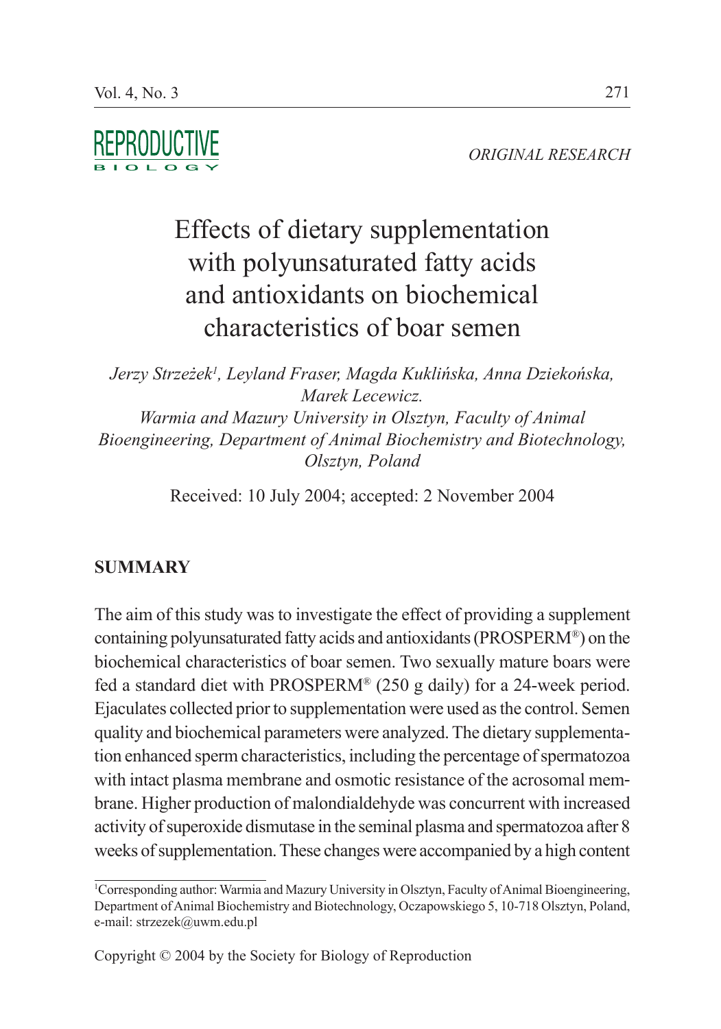ORIGINAL RESEARCH

# Effects of dietary supplementation with polyunsaturated fatty acids and antioxidants on biochemical characteristics of boar semen

*Jerzy Strzeżek[1], Leyland Fraser, Magda Kuklińska, Anna Dziekońska, Marek Lecewicz.*
*Warmia and Mazury University in Olsztyn, Faculty of Animal Bioengineering, Department of Animal Biochemistry and Biotechnology, Olsztyn, Poland*

Received: 10 July 2004; accepted: 2 November 2004

## SUMMARY

The aim of this study was to investigate the effect of providing a supplement containing polyunsaturated fatty acids and antioxidants (PROSPERM®) on the biochemical characteristics of boar semen. Two sexually mature boars were fed a standard diet with PROSPERM® (250 g daily) for a 24-week period. Ejaculates collected prior to supplementation were used as the control. Semen quality and biochemical parameters were analyzed. The dietary supplementation enhanced sperm characteristics, including the percentage of spermatozoa with intact plasma membrane and osmotic resistance of the acrosomal membrane. Higher production of malondialdehyde was concurrent with increased activity of superoxide dismutase in the seminal plasma and spermatozoa after 8 weeks of supplementation. These changes were accompanied by a high content

[1]Corresponding author: Warmia and Mazury University in Olsztyn, Faculty of Animal Bioengineering, Department of Animal Biochemistry and Biotechnology, Oczapowskiego 5, 10-718 Olsztyn, Poland, e-mail: strzezek@uwm.edu.pl

Copyright © 2004 by the Society for Biology of Reproduction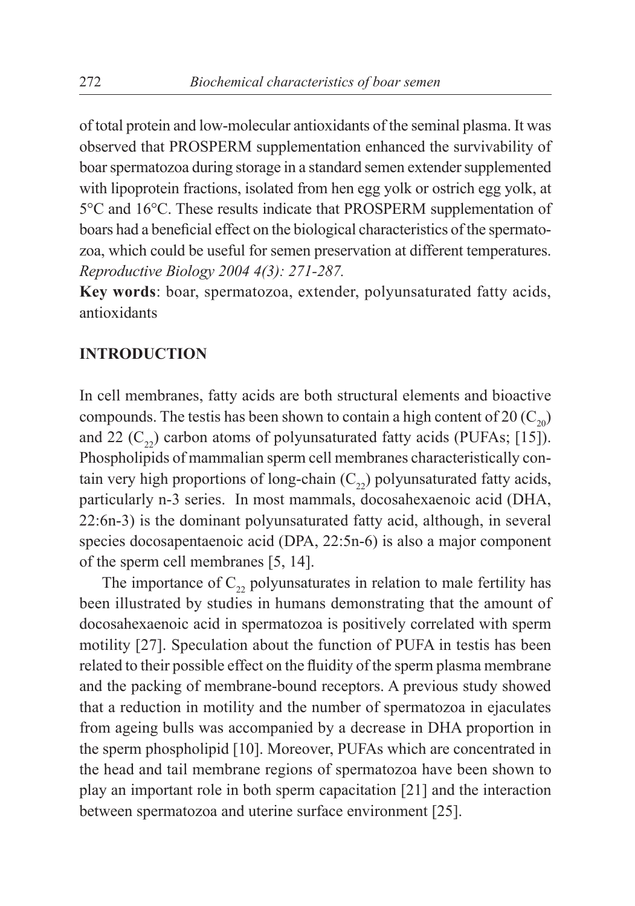of total protein and low-molecular antioxidants of the seminal plasma. It was observed that PROSPERM supplementation enhanced the survivability of boar spermatozoa during storage in a standard semen extender supplemented with lipoprotein fractions, isolated from hen egg yolk or ostrich egg yolk, at 5°C and 16°C. These results indicate that PROSPERM supplementation of boars had a beneficial effect on the biological characteristics of the spermatozoa, which could be useful for semen preservation at different temperatures. *Reproductive Biology 2004 4(3): 271-287.*

**Key words**: boar, spermatozoa, extender, polyunsaturated fatty acids, antioxidants

## INTRODUCTION

In cell membranes, fatty acids are both structural elements and bioactive compounds. The testis has been shown to contain a high content of 20 ($C_{20}$) and 22 ($C_{22}$) carbon atoms of polyunsaturated fatty acids (PUFAs; [15]). Phospholipids of mammalian sperm cell membranes characteristically contain very high proportions of long-chain ($C_{22}$) polyunsaturated fatty acids, particularly n-3 series. In most mammals, docosahexaenoic acid (DHA, 22:6n-3) is the dominant polyunsaturated fatty acid, although, in several species docosapentaenoic acid (DPA, 22:5n-6) is also a major component of the sperm cell membranes [5, 14].

The importance of $C_{22}$ polyunsaturates in relation to male fertility has been illustrated by studies in humans demonstrating that the amount of docosahexaenoic acid in spermatozoa is positively correlated with sperm motility [27]. Speculation about the function of PUFA in testis has been related to their possible effect on the fluidity of the sperm plasma membrane and the packing of membrane-bound receptors. A previous study showed that a reduction in motility and the number of spermatozoa in ejaculates from ageing bulls was accompanied by a decrease in DHA proportion in the sperm phospholipid [10]. Moreover, PUFAs which are concentrated in the head and tail membrane regions of spermatozoa have been shown to play an important role in both sperm capacitation [21] and the interaction between spermatozoa and uterine surface environment [25].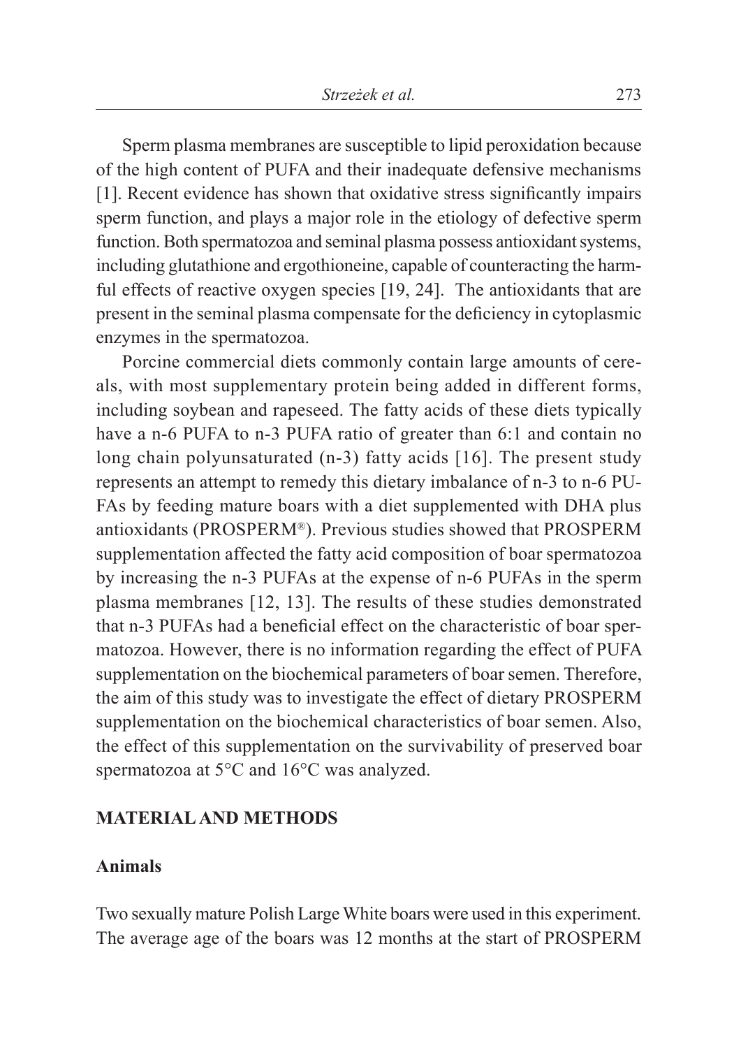Sperm plasma membranes are susceptible to lipid peroxidation because of the high content of PUFA and their inadequate defensive mechanisms [1]. Recent evidence has shown that oxidative stress significantly impairs sperm function, and plays a major role in the etiology of defective sperm function. Both spermatozoa and seminal plasma possess antioxidant systems, including glutathione and ergothioneine, capable of counteracting the harmful effects of reactive oxygen species [19, 24]. The antioxidants that are present in the seminal plasma compensate for the deficiency in cytoplasmic enzymes in the spermatozoa.

Porcine commercial diets commonly contain large amounts of cereals, with most supplementary protein being added in different forms, including soybean and rapeseed. The fatty acids of these diets typically have a n-6 PUFA to n-3 PUFA ratio of greater than 6:1 and contain no long chain polyunsaturated (n-3) fatty acids [16]. The present study represents an attempt to remedy this dietary imbalance of n-3 to n-6 PUFAs by feeding mature boars with a diet supplemented with DHA plus antioxidants (PROSPERM®). Previous studies showed that PROSPERM supplementation affected the fatty acid composition of boar spermatozoa by increasing the n-3 PUFAs at the expense of n-6 PUFAs in the sperm plasma membranes [12, 13]. The results of these studies demonstrated that n-3 PUFAs had a beneficial effect on the characteristic of boar spermatozoa. However, there is no information regarding the effect of PUFA supplementation on the biochemical parameters of boar semen. Therefore, the aim of this study was to investigate the effect of dietary PROSPERM supplementation on the biochemical characteristics of boar semen. Also, the effect of this supplementation on the survivability of preserved boar spermatozoa at 5°C and 16°C was analyzed.

## MATERIAL AND METHODS

### Animals

Two sexually mature Polish Large White boars were used in this experiment. The average age of the boars was 12 months at the start of PROSPERM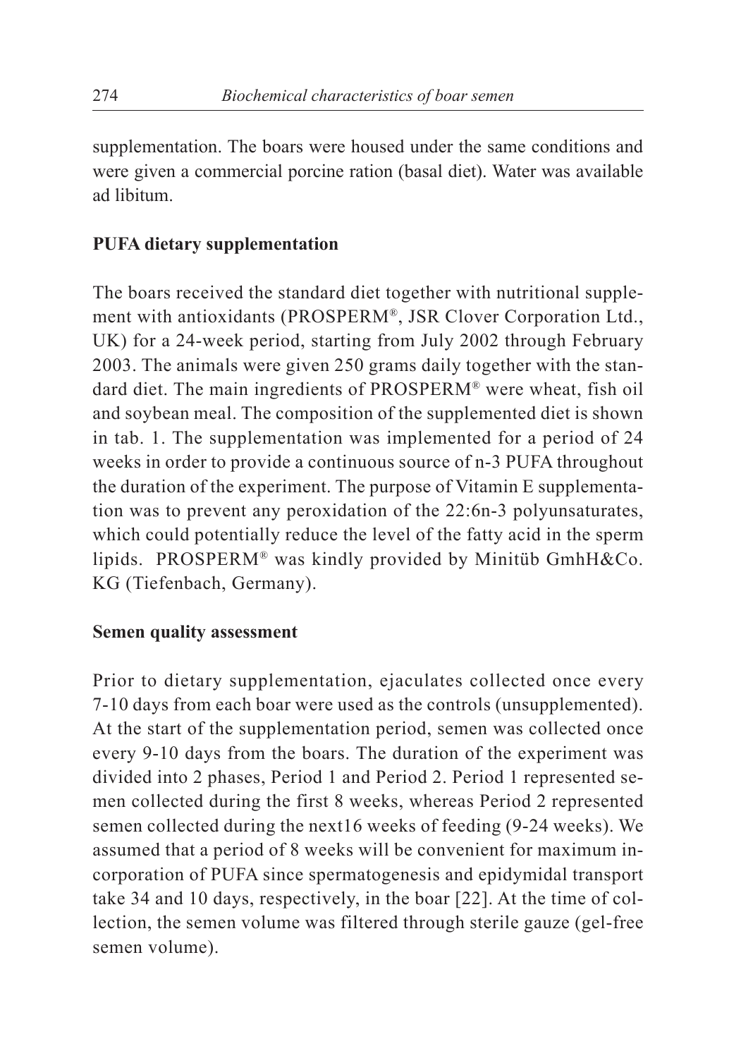supplementation. The boars were housed under the same conditions and were given a commercial porcine ration (basal diet). Water was available ad libitum.

**PUFA dietary supplementation**

The boars received the standard diet together with nutritional supplement with antioxidants (PROSPERM®, JSR Clover Corporation Ltd., UK) for a 24-week period, starting from July 2002 through February 2003. The animals were given 250 grams daily together with the standard diet. The main ingredients of PROSPERM® were wheat, fish oil and soybean meal. The composition of the supplemented diet is shown in tab. 1. The supplementation was implemented for a period of 24 weeks in order to provide a continuous source of n-3 PUFA throughout the duration of the experiment. The purpose of Vitamin E supplementation was to prevent any peroxidation of the 22:6n-3 polyunsaturates, which could potentially reduce the level of the fatty acid in the sperm lipids. PROSPERM® was kindly provided by Minitüb GmhH&Co. KG (Tiefenbach, Germany).

**Semen quality assessment**

Prior to dietary supplementation, ejaculates collected once every 7-10 days from each boar were used as the controls (unsupplemented). At the start of the supplementation period, semen was collected once every 9-10 days from the boars. The duration of the experiment was divided into 2 phases, Period 1 and Period 2. Period 1 represented semen collected during the first 8 weeks, whereas Period 2 represented semen collected during the next16 weeks of feeding (9-24 weeks). We assumed that a period of 8 weeks will be convenient for maximum incorporation of PUFA since spermatogenesis and epidymidal transport take 34 and 10 days, respectively, in the boar [22]. At the time of collection, the semen volume was filtered through sterile gauze (gel-free semen volume).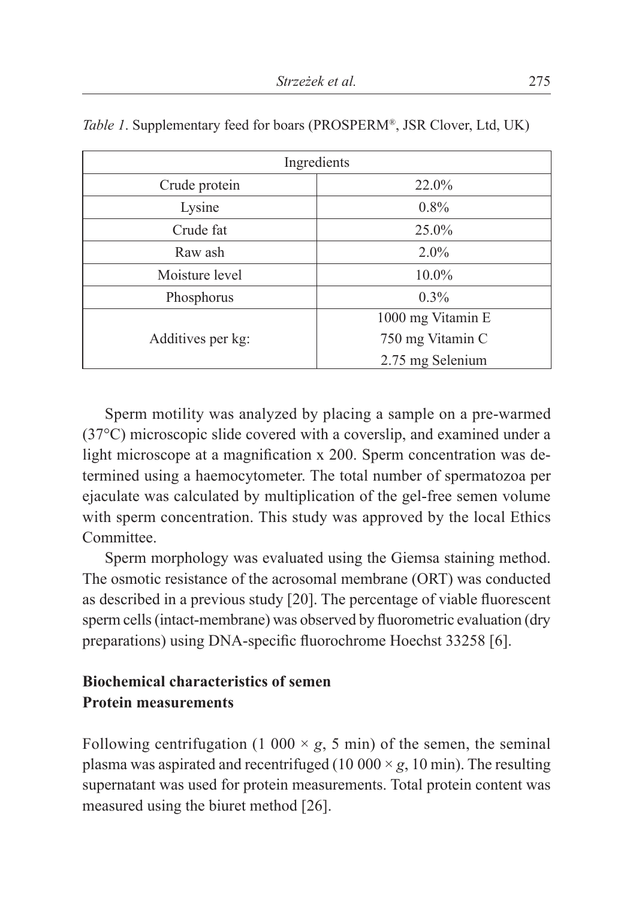*Table 1*. Supplementary feed for boars (PROSPERM®, JSR Clover, Ltd, UK)

| Ingredients | |
|---|---|
| Crude protein | 22.0% |
| Lysine | 0.8% |
| Crude fat | 25.0% |
| Raw ash | 2.0% |
| Moisture level | 10.0% |
| Phosphorus | 0.3% |
| Additives per kg: | 1000 mg Vitamin E<br>750 mg Vitamin C<br>2.75 mg Selenium |

Sperm motility was analyzed by placing a sample on a pre-warmed (37°C) microscopic slide covered with a coverslip, and examined under a light microscope at a magnification x 200. Sperm concentration was determined using a haemocytometer. The total number of spermatozoa per ejaculate was calculated by multiplication of the gel-free semen volume with sperm concentration. This study was approved by the local Ethics Committee.

Sperm morphology was evaluated using the Giemsa staining method. The osmotic resistance of the acrosomal membrane (ORT) was conducted as described in a previous study [20]. The percentage of viable fluorescent sperm cells (intact-membrane) was observed by fluorometric evaluation (dry preparations) using DNA-specific fluorochrome Hoechst 33258 [6].

## Biochemical characteristics of semen

### Protein measurements

Following centrifugation (1 000 × *g*, 5 min) of the semen, the seminal plasma was aspirated and recentrifuged (10 000 × *g*, 10 min). The resulting supernatant was used for protein measurements. Total protein content was measured using the biuret method [26].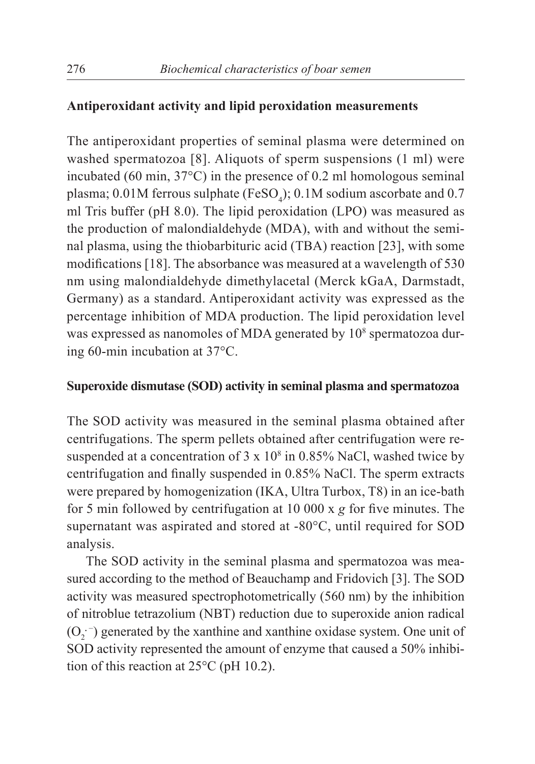### Antiperoxidant activity and lipid peroxidation measurements

The antiperoxidant properties of seminal plasma were determined on washed spermatozoa [8]. Aliquots of sperm suspensions (1 ml) were incubated (60 min, 37°C) in the presence of 0.2 ml homologous seminal plasma; 0.01M ferrous sulphate ($FeSO_4$); 0.1M sodium ascorbate and 0.7 ml Tris buffer (pH 8.0). The lipid peroxidation (LPO) was measured as the production of malondialdehyde (MDA), with and without the seminal plasma, using the thiobarbituric acid (TBA) reaction [23], with some modifications [18]. The absorbance was measured at a wavelength of 530 nm using malondialdehyde dimethylacetal (Merck kGaA, Darmstadt, Germany) as a standard. Antiperoxidant activity was expressed as the percentage inhibition of MDA production. The lipid peroxidation level was expressed as nanomoles of MDA generated by $10^8$ spermatozoa during 60-min incubation at 37°C.

### Superoxide dismutase (SOD) activity in seminal plasma and spermatozoa

The SOD activity was measured in the seminal plasma obtained after centrifugations. The sperm pellets obtained after centrifugation were resuspended at a concentration of 3 x $10^8$ in 0.85% NaCl, washed twice by centrifugation and finally suspended in 0.85% NaCl. The sperm extracts were prepared by homogenization (IKA, Ultra Turbox, T8) in an ice-bath for 5 min followed by centrifugation at 10 000 x *g* for five minutes. The supernatant was aspirated and stored at -80°C, until required for SOD analysis.

The SOD activity in the seminal plasma and spermatozoa was measured according to the method of Beauchamp and Fridovich [3]. The SOD activity was measured spectrophotometrically (560 nm) by the inhibition of nitroblue tetrazolium (NBT) reduction due to superoxide anion radical ($O_2^{\cdot-}$) generated by the xanthine and xanthine oxidase system. One unit of SOD activity represented the amount of enzyme that caused a 50% inhibition of this reaction at 25°C (pH 10.2).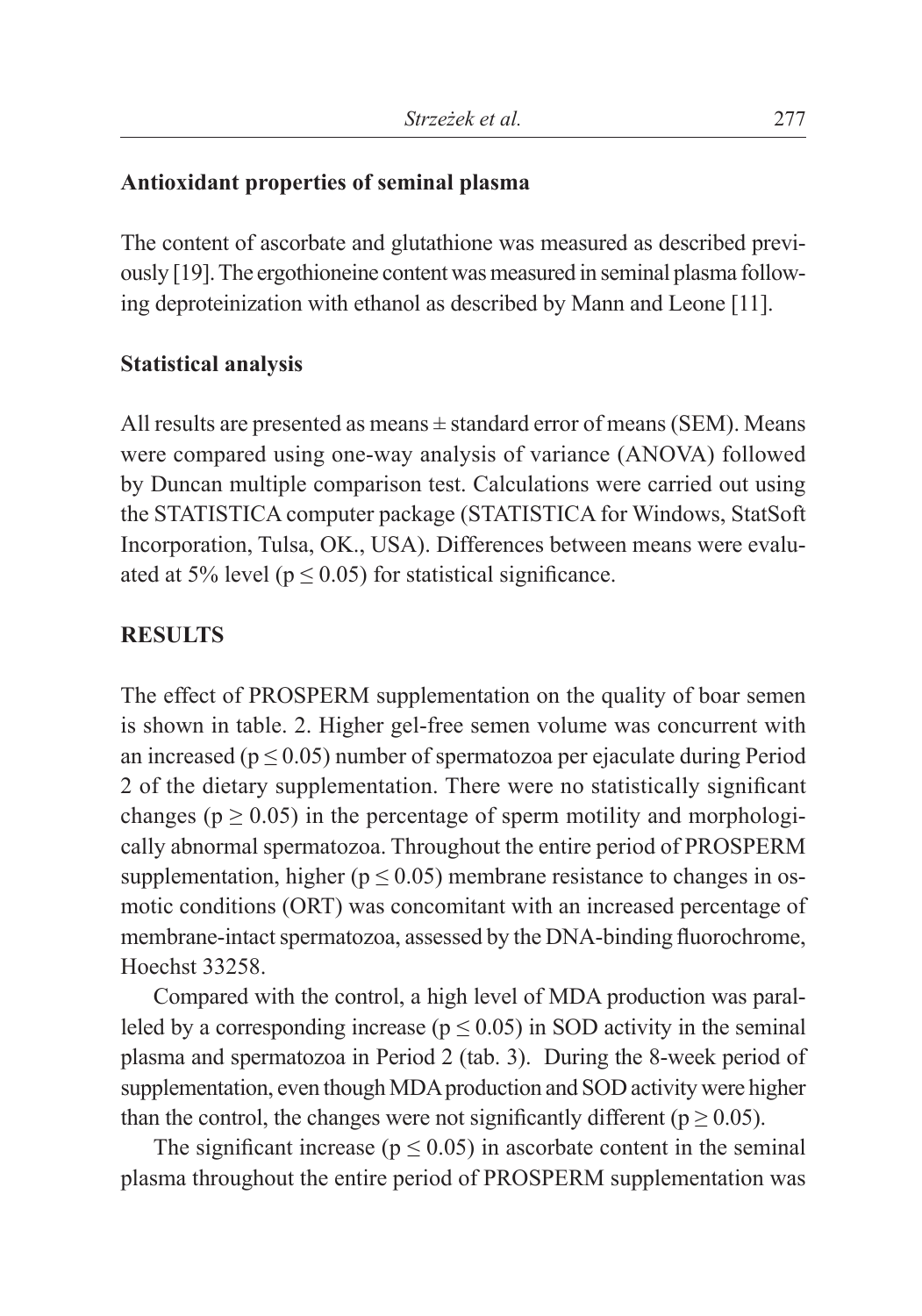### Antioxidant properties of seminal plasma

The content of ascorbate and glutathione was measured as described previously [19]. The ergothioneine content was measured in seminal plasma following deproteinization with ethanol as described by Mann and Leone [11].

### Statistical analysis

All results are presented as means ± standard error of means (SEM). Means were compared using one-way analysis of variance (ANOVA) followed by Duncan multiple comparison test. Calculations were carried out using the STATISTICA computer package (STATISTICA for Windows, StatSoft Incorporation, Tulsa, OK., USA). Differences between means were evaluated at 5% level ($p \leq 0.05$) for statistical significance.

## RESULTS

The effect of PROSPERM supplementation on the quality of boar semen is shown in table. 2. Higher gel-free semen volume was concurrent with an increased ($p \leq 0.05$) number of spermatozoa per ejaculate during Period 2 of the dietary supplementation. There were no statistically significant changes ($p \geq 0.05$) in the percentage of sperm motility and morphologically abnormal spermatozoa. Throughout the entire period of PROSPERM supplementation, higher ($p \leq 0.05$) membrane resistance to changes in osmotic conditions (ORT) was concomitant with an increased percentage of membrane-intact spermatozoa, assessed by the DNA-binding fluorochrome, Hoechst 33258.

Compared with the control, a high level of MDA production was paralleled by a corresponding increase ($p \leq 0.05$) in SOD activity in the seminal plasma and spermatozoa in Period 2 (tab. 3). During the 8-week period of supplementation, even though MDA production and SOD activity were higher than the control, the changes were not significantly different ($p \geq 0.05$).

The significant increase ($p \leq 0.05$) in ascorbate content in the seminal plasma throughout the entire period of PROSPERM supplementation was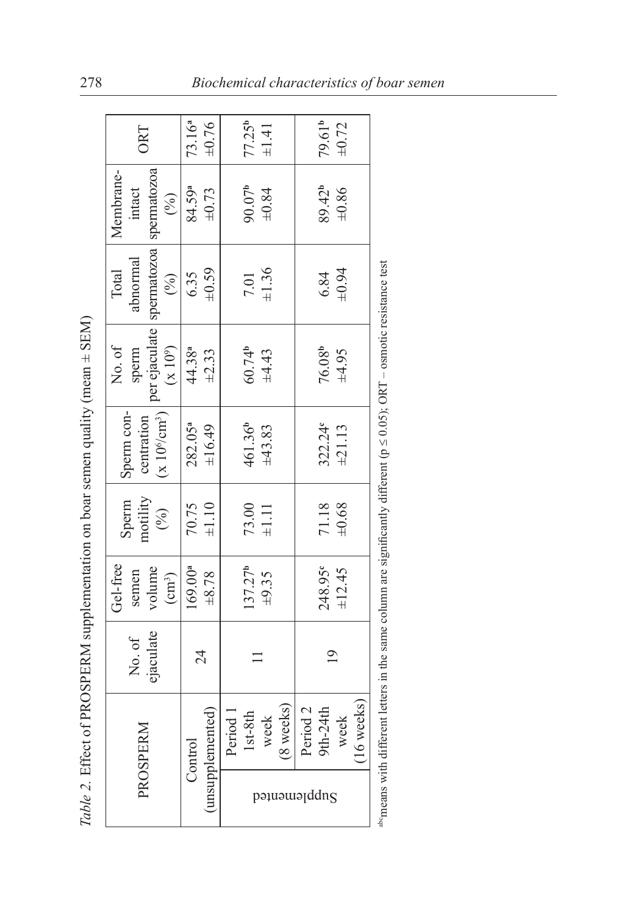*Table 2.* Effect of PROSPERM supplementation on boar semen quality (mean ± SEM)

| PROSPERM | | No. of ejaculate | Gel-free semen volume ($cm^3$) | Sperm motility (%) | Sperm concentration ($\times 10^6/cm^3$) | No. of sperm per ejaculate ($\times 10^9$) | Total abnormal spermatozoa (%) | Membrane-intact spermatozoa (%) | ORT |
|---|---|---|---|---|---|---|---|---|---|
| Control (unsupplemented) | | 24 | 169.00[a] ±8.78 | 70.75 ±1.10 | 282.05[a] ±16.49 | 44.38[a] ±2.33 | 6.35 ±0.59 | 84.59[a] ±0.73 | 73.16[a] ±0.76 |
| Supplemented | Period 1 1st-8th week (8 weeks) | 11 | 137.27[b] ±9.35 | 73.00 ±1.11 | 461.36[b] ±43.83 | 60.74[b] ±4.43 | 7.01 ±1.36 | 90.07[b] ±0.84 | 77.25[b] ±1.41 |
| | Period 2 9th-24th week (16 weeks) | 19 | 248.95[c] ±12.45 | 71.18 ±0.68 | 322.24[c] ±21.13 | 76.08[b] ±4.95 | 6.84 ±0.94 | 89.42[b] ±0.86 | 79.61[b] ±0.72 |

[abc]means with different letters in the same column are significantly different ($p \leq 0.05$); ORT – osmotic resistance test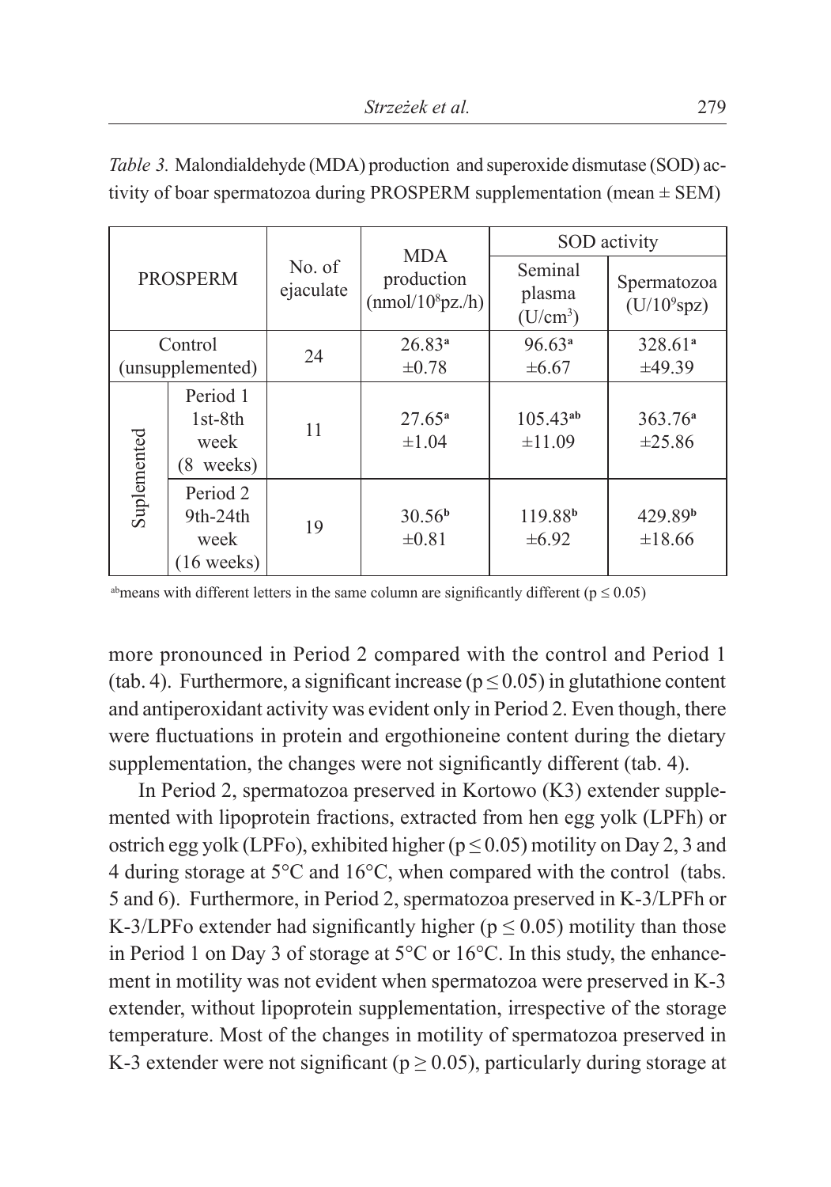*Table 3.* Malondialdehyde (MDA) production and superoxide dismutase (SOD) activity of boar spermatozoa during PROSPERM supplementation (mean ± SEM)

| PROSPERM | | No. of ejaculate | MDA production ($nmol/10^8 pz./h$) | SOD activity | |
|---|---|---|---|---|---|
| | | | | Seminal plasma ($U/cm^3$) | Spermatozoa ($U/10^9 spz$) |
| Control (unsupplemented) | | 24 | 26.83[a] ±0.78 | 96.63[a] ±6.67 | 328.61[a] ±49.39 |
| Suplemented | Period 1 1st-8th week (8 weeks) | 11 | 27.65[a] ±1.04 | 105.43[ab] ±11.09 | 363.76[a] ±25.86 |
| | Period 2 9th-24th week (16 weeks) | 19 | 30.56[b] ±0.81 | 119.88[b] ±6.92 | 429.89[b] ±18.66 |

[ab]means with different letters in the same column are significantly different ($p \leq 0.05$)

more pronounced in Period 2 compared with the control and Period 1 (tab. 4). Furthermore, a significant increase ($p \leq 0.05$) in glutathione content and antiperoxidant activity was evident only in Period 2. Even though, there were fluctuations in protein and ergothioneine content during the dietary supplementation, the changes were not significantly different (tab. 4).

In Period 2, spermatozoa preserved in Kortowo (K3) extender supplemented with lipoprotein fractions, extracted from hen egg yolk (LPFh) or ostrich egg yolk (LPFo), exhibited higher ($p \leq 0.05$) motility on Day 2, 3 and 4 during storage at 5°C and 16°C, when compared with the control (tabs. 5 and 6). Furthermore, in Period 2, spermatozoa preserved in K-3/LPFh or K-3/LPFo extender had significantly higher ($p \leq 0.05$) motility than those in Period 1 on Day 3 of storage at 5°C or 16°C. In this study, the enhancement in motility was not evident when spermatozoa were preserved in K-3 extender, without lipoprotein supplementation, irrespective of the storage temperature. Most of the changes in motility of spermatozoa preserved in K-3 extender were not significant ($p \geq 0.05$), particularly during storage at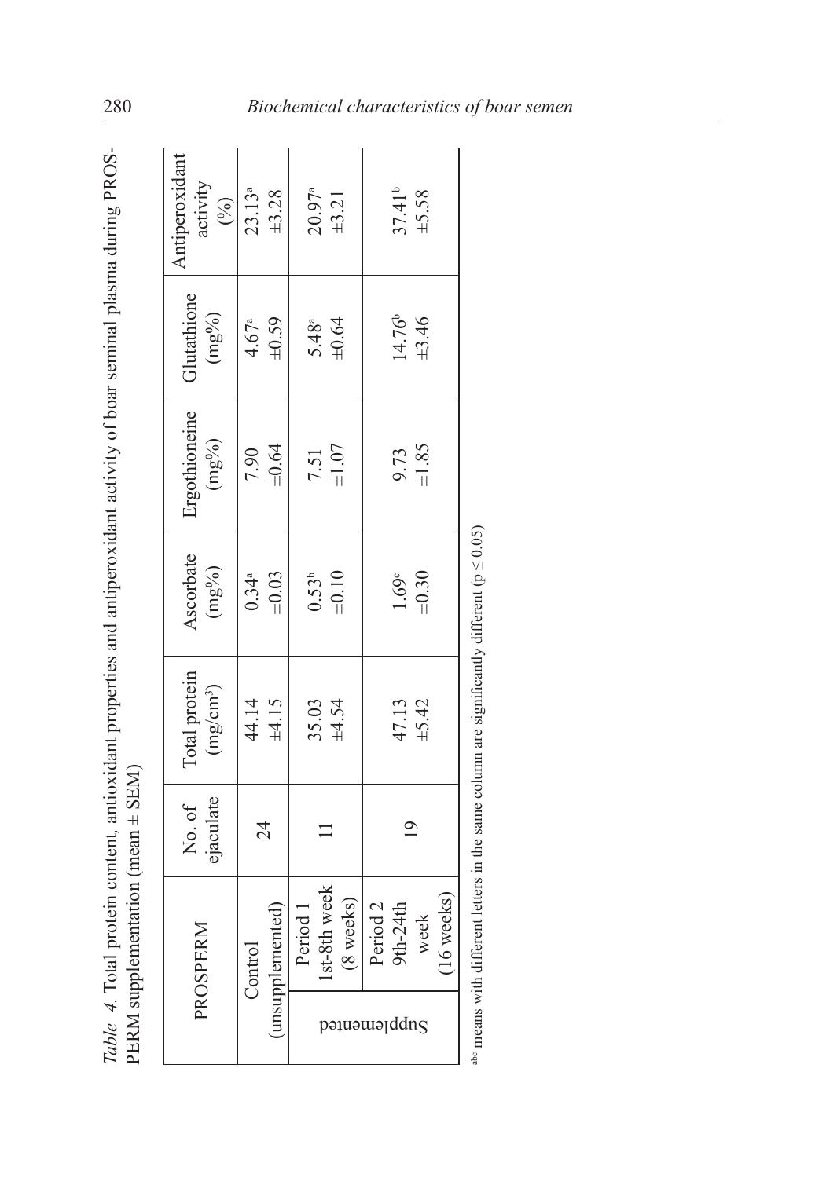*Table 4.* Total protein content, antioxidant properties and antiperoxidant activity of boar seminal plasma during PROSPERM supplementation (mean ± SEM)

| PROSPERM | | No. of ejaculate | Total protein ($mg/cm^3$) | Ascorbate (mg%) | Ergothioneine (mg%) | Glutathione (mg%) | Antiperoxidant activity (%) |
|---|---|---|---|---|---|---|---|
| Control (unsupplemented) | | 24 | 44.14 ±4.15 | $0.34^{a}$ ±0.03 | 7.90 ±0.64 | $4.67^{a}$ ±0.59 | $23.13^{a}$ ±3.28 |
| Supplemented | Period 1 1st-8th week (8 weeks) | 11 | 35.03 ±4.54 | $0.53^{b}$ ±0.10 | 7.51 ±1.07 | $5.48^{a}$ ±0.64 | $20.97^{a}$ ±3.21 |
| | Period 2 9th-24th week (16 weeks) | 19 | 47.13 ±5.42 | $1.69^{c}$ ±0.30 | 9.73 ±1.85 | $14.76^{b}$ ±3.46 | $37.41^{b}$ ±5.58 |

[abc] means with different letters in the same column are significantly different ($p \leq 0.05$)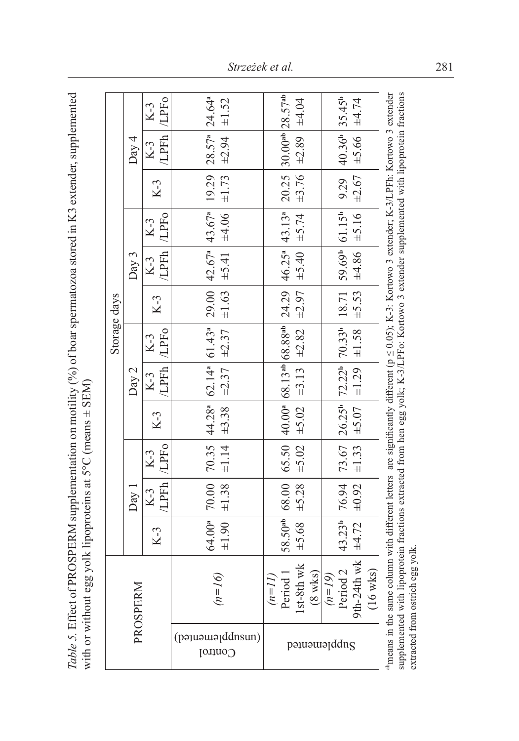*Table 5.* Effect of PROSPERM supplementation on motility (%) of boar spermatozoa stored in K3 extender, supplemented with or without egg yolk lipoproteins at 5°C (means ± SEM)

| | PROSPERM | Storage days | | | | | | | | | | | |
|---|---|---|---|---|---|---|---|---|---|---|---|---|---|
| | | Day 1 | | | Day 2 | | | Day 3 | | | Day 4 | | |
| | | K-3 | K-3 /LPFh | K-3 /LPFo | K-3 | K-3 /LPFh | K-3 /LPFo | K-3 | K-3 /LPFh | K-3 /LPFo | K-3 | K-3 /LPFh | K-3 /LPFo |
| Control (unsupplemented) | *(n=16)* | 64.00[a] ±1.90 | 70.00 ±1.38 | 70.35 ±1.14 | 44.28[a] ±3.38 | 62.14[a] ±2.37 | 61.43[a] ±2.37 | 29.00 ±1.63 | 42.67[a] ±5.41 | 43.67[a] ±4.06 | 19.29 ±1.73 | 28.57[a] ±2.94 | 24.64[a] ±1.52 |
| Supplemented | *(n=11)* Period 1 1st-8th wk (8 wks) | 58.50[ab] ±5.68 | 68.00 ±5.28 | 65.50 ±5.02 | 40.00[a] ±5.02 | 68.13[ab] ±3.13 | 68.88[ab] ±2.82 | 24.29 ±2.97 | 46.25[a] ±5.40 | 43.13[a] ±5.74 | 20.25 ±3.76 | 30.00[ab] ±2.89 | 28.57[ab] ±4.04 |
| Supplemented | *(n=19)* Period 2 9th-24th wk (16 wks) | 43.23[b] ±4.72 | 76.94 ±0.92 | 73.67 ±1.33 | 26.25[b] ±5.07 | 72.22[b] ±1.29 | 70.33[b] ±1.58 | 18.71 ±5.53 | 59.69[b] ±4.86 | 61.15[b] ±5.16 | 9.29 ±2.67 | 40.36[b] ±5.66 | 35.45[b] ±4.74 |

[ab]means in the same column with different letters are significantly different ($p \leq 0.05$); K-3: Kortowo 3 extender; K-3/LPFh: Kortowo 3 extender supplemented with lipoprotein fractions extracted from hen egg yolk; K-3/LPFo: Kortowo 3 extender supplemented with lipoprotein fractions extracted from ostrich egg yolk.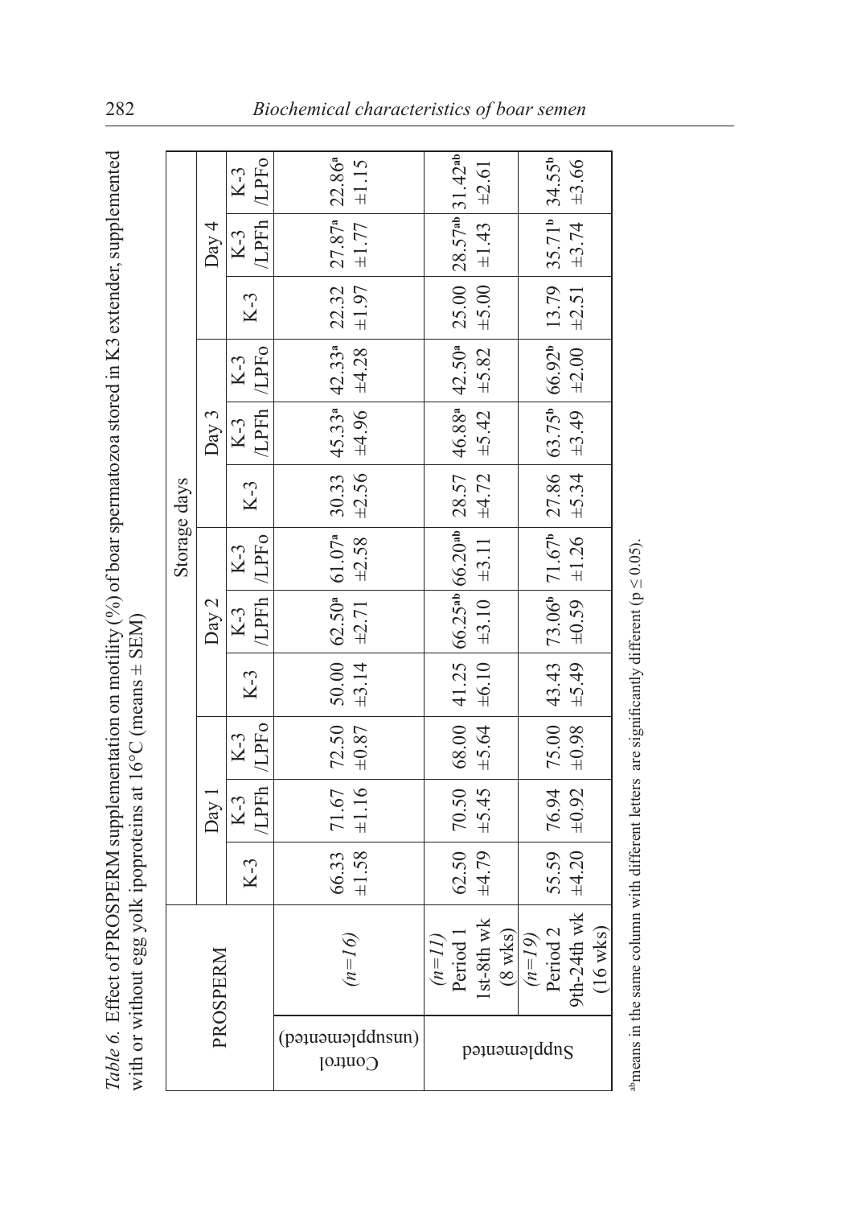*Table 6.* Effect of PROSPERM supplementation on motility (%) of boar spermatozoa stored in K3 extender, supplemented with or without egg yolk ipoproteins at 16°C (means ± SEM)

| PROSPERM | | Storage days | | | | | | | | | | | |
|---|---|---|---|---|---|---|---|---|---|---|---|---|---|
| | | Day 1 | | | Day 2 | | | Day 3 | | | Day 4 | | |
| | | K-3 | K-3 /LPFh | K-3 /LPFo | K-3 | K-3 /LPFh | K-3 /LPFo | K-3 | K-3 /LPFh | K-3 /LPFo | K-3 | K-3 /LPFh | K-3 /LPFo |
| Control (unsupplemented) | *(n=16)* | 66.33 ±1.58 | 71.67 ±1.16 | 72.50 ±0.87 | 50.00 ±3.14 | 62.50[a] ±2.71 | 61.07[a] ±2.58 | 30.33 ±2.56 | 45.33[a] ±4.96 | 42.33[a] ±4.28 | 22.32 ±1.97 | 27.87[a] ±1.77 | 22.86[a] ±1.15 |
| Supplemented | *(n=11)* Period 1 1st-8th wk (8 wks) | 62.50 ±4.79 | 70.50 ±5.45 | 68.00 ±5.64 | 41.25 ±6.10 | 66.25[ab] ±3.10 | 66.20[ab] ±3.11 | 28.57 ±4.72 | 46.88[a] ±5.42 | 42.50[a] ±5.82 | 25.00 ±5.00 | 28.57[ab] ±1.43 | 31.42[ab] ±2.61 |
| | *(n=19)* Period 2 9th-24th wk (16 wks) | 55.59 ±4.20 | 76.94 ±0.92 | 75.00 ±0.98 | 43.43 ±5.49 | 73.06[b] ±0.59 | 71.67[b] ±1.26 | 27.86 ±5.34 | 63.75[b] ±3.49 | 66.92[b] ±2.00 | 13.79 ±2.51 | 35.71[b] ±3.74 | 34.55[b] ±3.66 |

[ab]means in the same column with different letters are significantly different ($p \leq 0.05$).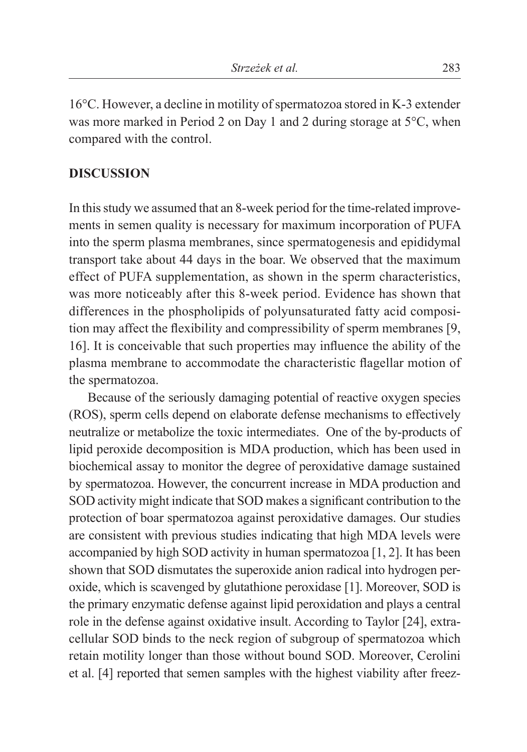16°C. However, a decline in motility of spermatozoa stored in K-3 extender was more marked in Period 2 on Day 1 and 2 during storage at 5°C, when compared with the control.

## DISCUSSION

In this study we assumed that an 8-week period for the time-related improvements in semen quality is necessary for maximum incorporation of PUFA into the sperm plasma membranes, since spermatogenesis and epididymal transport take about 44 days in the boar. We observed that the maximum effect of PUFA supplementation, as shown in the sperm characteristics, was more noticeably after this 8-week period. Evidence has shown that differences in the phospholipids of polyunsaturated fatty acid composition may affect the flexibility and compressibility of sperm membranes [9, 16]. It is conceivable that such properties may influence the ability of the plasma membrane to accommodate the characteristic flagellar motion of the spermatozoa.

Because of the seriously damaging potential of reactive oxygen species (ROS), sperm cells depend on elaborate defense mechanisms to effectively neutralize or metabolize the toxic intermediates. One of the by-products of lipid peroxide decomposition is MDA production, which has been used in biochemical assay to monitor the degree of peroxidative damage sustained by spermatozoa. However, the concurrent increase in MDA production and SOD activity might indicate that SOD makes a significant contribution to the protection of boar spermatozoa against peroxidative damages. Our studies are consistent with previous studies indicating that high MDA levels were accompanied by high SOD activity in human spermatozoa [1, 2]. It has been shown that SOD dismutates the superoxide anion radical into hydrogen peroxide, which is scavenged by glutathione peroxidase [1]. Moreover, SOD is the primary enzymatic defense against lipid peroxidation and plays a central role in the defense against oxidative insult. According to Taylor [24], extracellular SOD binds to the neck region of subgroup of spermatozoa which retain motility longer than those without bound SOD. Moreover, Cerolini et al. [4] reported that semen samples with the highest viability after freez-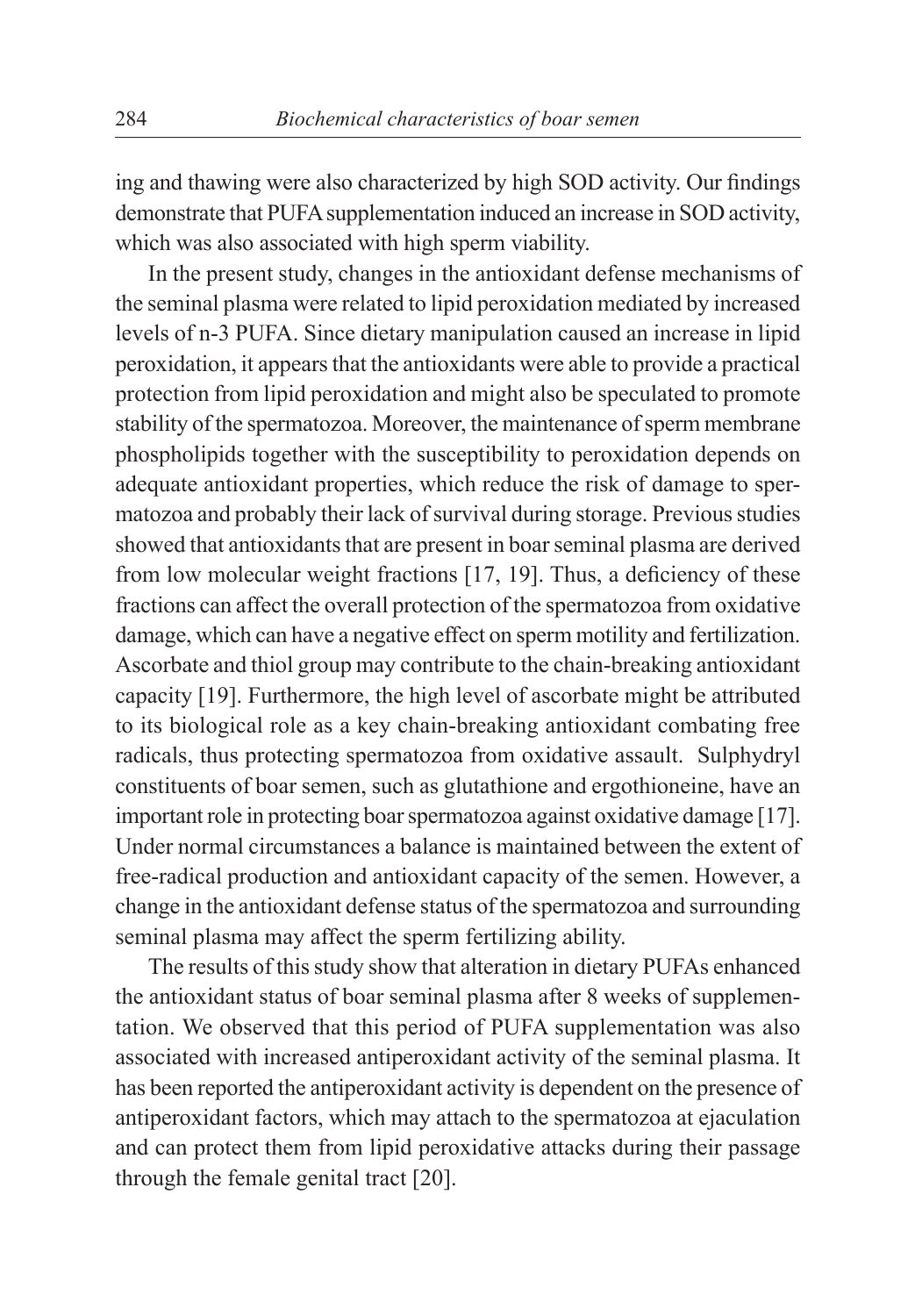ing and thawing were also characterized by high SOD activity. Our findings demonstrate that PUFA supplementation induced an increase in SOD activity, which was also associated with high sperm viability.

In the present study, changes in the antioxidant defense mechanisms of the seminal plasma were related to lipid peroxidation mediated by increased levels of n-3 PUFA. Since dietary manipulation caused an increase in lipid peroxidation, it appears that the antioxidants were able to provide a practical protection from lipid peroxidation and might also be speculated to promote stability of the spermatozoa. Moreover, the maintenance of sperm membrane phospholipids together with the susceptibility to peroxidation depends on adequate antioxidant properties, which reduce the risk of damage to spermatozoa and probably their lack of survival during storage. Previous studies showed that antioxidants that are present in boar seminal plasma are derived from low molecular weight fractions [17, 19]. Thus, a deficiency of these fractions can affect the overall protection of the spermatozoa from oxidative damage, which can have a negative effect on sperm motility and fertilization. Ascorbate and thiol group may contribute to the chain-breaking antioxidant capacity [19]. Furthermore, the high level of ascorbate might be attributed to its biological role as a key chain-breaking antioxidant combating free radicals, thus protecting spermatozoa from oxidative assault. Sulphydryl constituents of boar semen, such as glutathione and ergothioneine, have an important role in protecting boar spermatozoa against oxidative damage [17]. Under normal circumstances a balance is maintained between the extent of free-radical production and antioxidant capacity of the semen. However, a change in the antioxidant defense status of the spermatozoa and surrounding seminal plasma may affect the sperm fertilizing ability.

The results of this study show that alteration in dietary PUFAs enhanced the antioxidant status of boar seminal plasma after 8 weeks of supplementation. We observed that this period of PUFA supplementation was also associated with increased antiperoxidant activity of the seminal plasma. It has been reported the antiperoxidant activity is dependent on the presence of antiperoxidant factors, which may attach to the spermatozoa at ejaculation and can protect them from lipid peroxidative attacks during their passage through the female genital tract [20].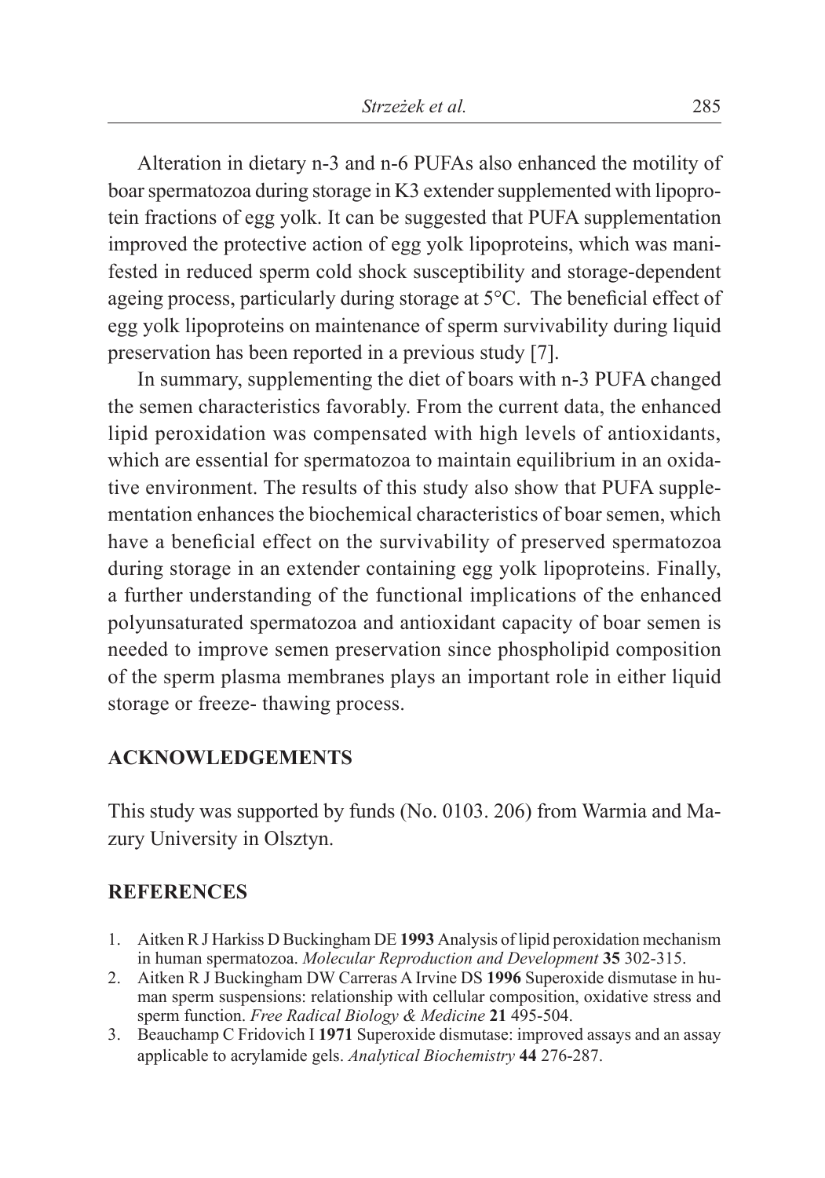Alteration in dietary n-3 and n-6 PUFAs also enhanced the motility of boar spermatozoa during storage in K3 extender supplemented with lipoprotein fractions of egg yolk. It can be suggested that PUFA supplementation improved the protective action of egg yolk lipoproteins, which was manifested in reduced sperm cold shock susceptibility and storage-dependent ageing process, particularly during storage at 5°C. The beneficial effect of egg yolk lipoproteins on maintenance of sperm survivability during liquid preservation has been reported in a previous study [7].

In summary, supplementing the diet of boars with n-3 PUFA changed the semen characteristics favorably. From the current data, the enhanced lipid peroxidation was compensated with high levels of antioxidants, which are essential for spermatozoa to maintain equilibrium in an oxidative environment. The results of this study also show that PUFA supplementation enhances the biochemical characteristics of boar semen, which have a beneficial effect on the survivability of preserved spermatozoa during storage in an extender containing egg yolk lipoproteins. Finally, a further understanding of the functional implications of the enhanced polyunsaturated spermatozoa and antioxidant capacity of boar semen is needed to improve semen preservation since phospholipid composition of the sperm plasma membranes plays an important role in either liquid storage or freeze- thawing process.

## ACKNOWLEDGEMENTS

This study was supported by funds (No. 0103. 206) from Warmia and Mazury University in Olsztyn.

## REFERENCES

1. Aitken R J Harkiss D Buckingham DE **1993** Analysis of lipid peroxidation mechanism in human spermatozoa. *Molecular Reproduction and Development* **35** 302-315.
2. Aitken R J Buckingham DW Carreras A Irvine DS **1996** Superoxide dismutase in human sperm suspensions: relationship with cellular composition, oxidative stress and sperm function. *Free Radical Biology & Medicine* **21** 495-504.
3. Beauchamp C Fridovich I **1971** Superoxide dismutase: improved assays and an assay applicable to acrylamide gels. *Analytical Biochemistry* **44** 276-287.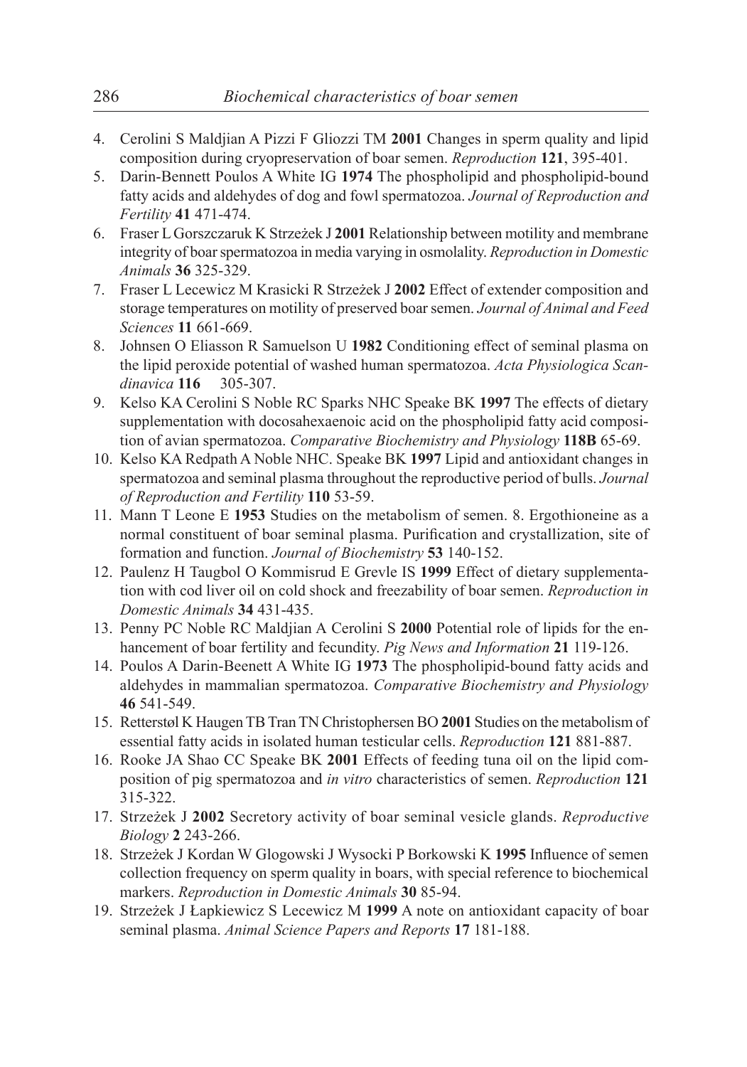4. Cerolini S Maldjian A Pizzi F Gliozzi TM **2001** Changes in sperm quality and lipid composition during cryopreservation of boar semen. *Reproduction* **121**, 395-401.
5. Darin-Bennett Poulos A White IG **1974** The phospholipid and phospholipid-bound fatty acids and aldehydes of dog and fowl spermatozoa. *Journal of Reproduction and Fertility* **41** 471-474.
6. Fraser L Gorszczaruk K Strzeżek J **2001** Relationship between motility and membrane integrity of boar spermatozoa in media varying in osmolality. *Reproduction in Domestic Animals* **36** 325-329.
7. Fraser L Lecewicz M Krasicki R Strzeżek J **2002** Effect of extender composition and storage temperatures on motility of preserved boar semen. *Journal of Animal and Feed Sciences* **11** 661-669.
8. Johnsen O Eliasson R Samuelson U **1982** Conditioning effect of seminal plasma on the lipid peroxide potential of washed human spermatozoa. *Acta Physiologica Scandinavica* **116** 305-307.
9. Kelso KA Cerolini S Noble RC Sparks NHC Speake BK **1997** The effects of dietary supplementation with docosahexaenoic acid on the phospholipid fatty acid composition of avian spermatozoa. *Comparative Biochemistry and Physiology* **118B** 65-69.
10. Kelso KA Redpath A Noble NHC. Speake BK **1997** Lipid and antioxidant changes in spermatozoa and seminal plasma throughout the reproductive period of bulls. *Journal of Reproduction and Fertility* **110** 53-59.
11. Mann T Leone E **1953** Studies on the metabolism of semen. 8. Ergothioneine as a normal constituent of boar seminal plasma. Purification and crystallization, site of formation and function. *Journal of Biochemistry* **53** 140-152.
12. Paulenz H Taugbol O Kommisrud E Grevle IS **1999** Effect of dietary supplementation with cod liver oil on cold shock and freezability of boar semen. *Reproduction in Domestic Animals* **34** 431-435.
13. Penny PC Noble RC Maldjian A Cerolini S **2000** Potential role of lipids for the enhancement of boar fertility and fecundity. *Pig News and Information* **21** 119-126.
14. Poulos A Darin-Beenett A White IG **1973** The phospholipid-bound fatty acids and aldehydes in mammalian spermatozoa. *Comparative Biochemistry and Physiology* **46** 541-549.
15. Retterstøl K Haugen TB Tran TN Christophersen BO **2001** Studies on the metabolism of essential fatty acids in isolated human testicular cells. *Reproduction* **121** 881-887.
16. Rooke JA Shao CC Speake BK **2001** Effects of feeding tuna oil on the lipid composition of pig spermatozoa and *in vitro* characteristics of semen. *Reproduction* **121** 315-322.
17. Strzeżek J **2002** Secretory activity of boar seminal vesicle glands. *Reproductive Biology* **2** 243-266.
18. Strzeżek J Kordan W Glogowski J Wysocki P Borkowski K **1995** Influence of semen collection frequency on sperm quality in boars, with special reference to biochemical markers. *Reproduction in Domestic Animals* **30** 85-94.
19. Strzeżek J Łapkiewicz S Lecewicz M **1999** A note on antioxidant capacity of boar seminal plasma. *Animal Science Papers and Reports* **17** 181-188.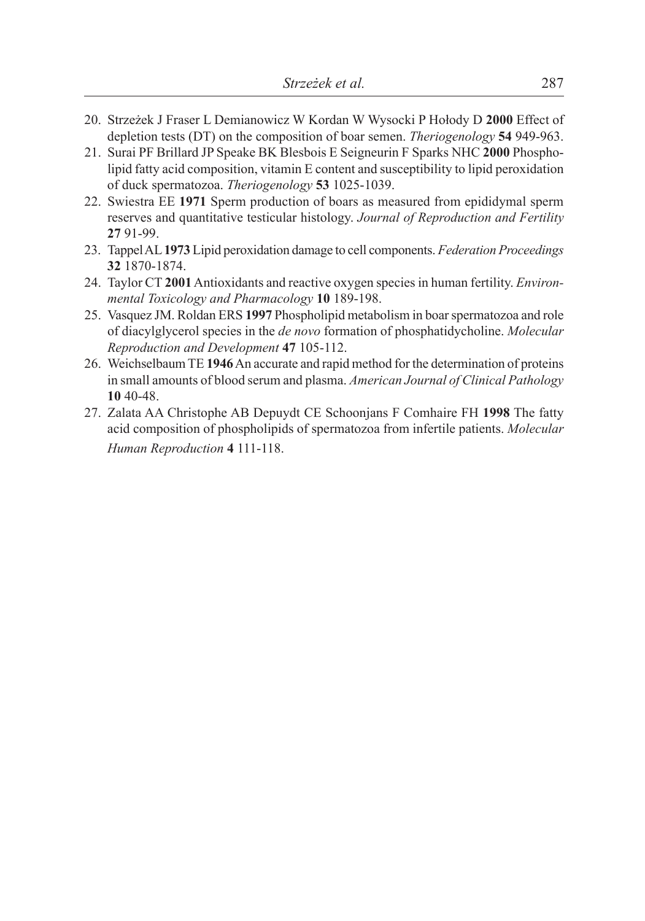20. Strzeżek J Fraser L Demianowicz W Kordan W Wysocki P Hołody D **2000** Effect of depletion tests (DT) on the composition of boar semen. *Theriogenology* **54** 949-963.
21. Surai PF Brillard JP Speake BK Blesbois E Seigneurin F Sparks NHC **2000** Phospholipid fatty acid composition, vitamin E content and susceptibility to lipid peroxidation of duck spermatozoa. *Theriogenology* **53** 1025-1039.
22. Swiestra EE **1971** Sperm production of boars as measured from epididymal sperm reserves and quantitative testicular histology. *Journal of Reproduction and Fertility* **27** 91-99.
23. Tappel AL **1973** Lipid peroxidation damage to cell components. *Federation Proceedings* **32** 1870-1874.
24. Taylor CT **2001** Antioxidants and reactive oxygen species in human fertility. *Environmental Toxicology and Pharmacology* **10** 189-198.
25. Vasquez JM. Roldan ERS **1997** Phospholipid metabolism in boar spermatozoa and role of diacylglycerol species in the *de novo* formation of phosphatidycholine. *Molecular Reproduction and Development* **47** 105-112.
26. Weichselbaum TE **1946** An accurate and rapid method for the determination of proteins in small amounts of blood serum and plasma. *American Journal of Clinical Pathology* **10** 40-48.
27. Zalata AA Christophe AB Depuydt CE Schoonjans F Comhaire FH **1998** The fatty acid composition of phospholipids of spermatozoa from infertile patients. *Molecular Human Reproduction* **4** 111-118.